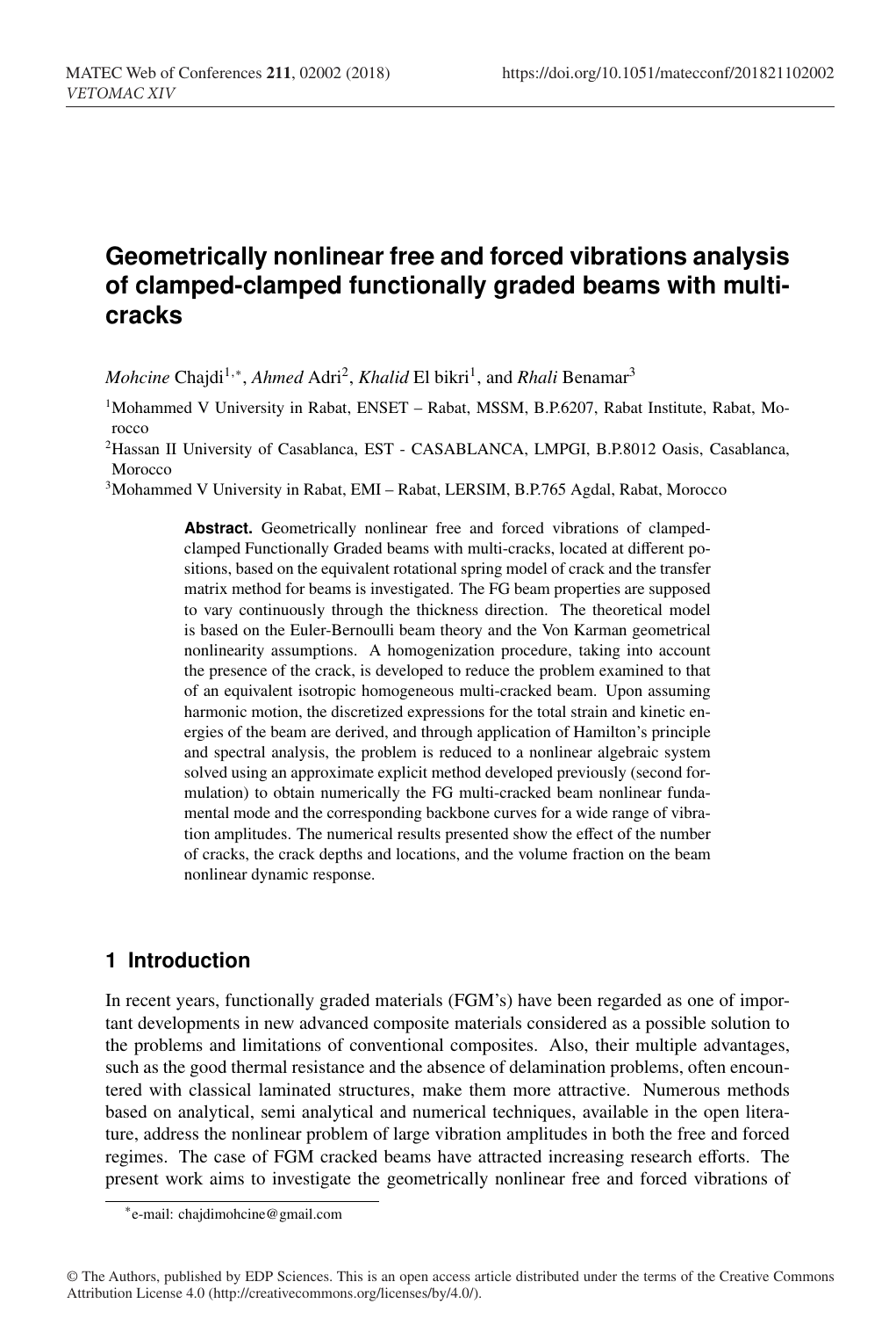# Geometrically nonlinear free and forced vibrations analysis of clamped-clamped functionally graded beams with multi-cracks

*Mohcine* Chajdi[1,*], *Ahmed* Adri[2], *Khalid* El bikri[1], and *Rhali* Benamar[3]

[1]Mohammed V University in Rabat, ENSET – Rabat, MSSM, B.P.6207, Rabat Institute, Rabat, Morocco

[2]Hassan II University of Casablanca, EST - CASABLANCA, LMPGI, B.P.8012 Oasis, Casablanca, Morocco

[3]Mohammed V University in Rabat, EMI – Rabat, LERSIM, B.P.765 Agdal, Rabat, Morocco

**Abstract.** Geometrically nonlinear free and forced vibrations of clamped-clamped Functionally Graded beams with multi-cracks, located at different positions, based on the equivalent rotational spring model of crack and the transfer matrix method for beams is investigated. The FG beam properties are supposed to vary continuously through the thickness direction. The theoretical model is based on the Euler-Bernoulli beam theory and the Von Karman geometrical nonlinearity assumptions. A homogenization procedure, taking into account the presence of the crack, is developed to reduce the problem examined to that of an equivalent isotropic homogeneous multi-cracked beam. Upon assuming harmonic motion, the discretized expressions for the total strain and kinetic energies of the beam are derived, and through application of Hamilton's principle and spectral analysis, the problem is reduced to a nonlinear algebraic system solved using an approximate explicit method developed previously (second formulation) to obtain numerically the FG multi-cracked beam nonlinear fundamental mode and the corresponding backbone curves for a wide range of vibration amplitudes. The numerical results presented show the effect of the number of cracks, the crack depths and locations, and the volume fraction on the beam nonlinear dynamic response.

## 1 Introduction

In recent years, functionally graded materials (FGM's) have been regarded as one of important developments in new advanced composite materials considered as a possible solution to the problems and limitations of conventional composites. Also, their multiple advantages, such as the good thermal resistance and the absence of delamination problems, often encountered with classical laminated structures, make them more attractive. Numerous methods based on analytical, semi analytical and numerical techniques, available in the open literature, address the nonlinear problem of large vibration amplitudes in both the free and forced regimes. The case of FGM cracked beams have attracted increasing research efforts. The present work aims to investigate the geometrically nonlinear free and forced vibrations of

*e-mail: chajdimohcine@gmail.com

© The Authors, published by EDP Sciences. This is an open access article distributed under the terms of the Creative Commons Attribution License 4.0 (http://creativecommons.org/licenses/by/4.0/).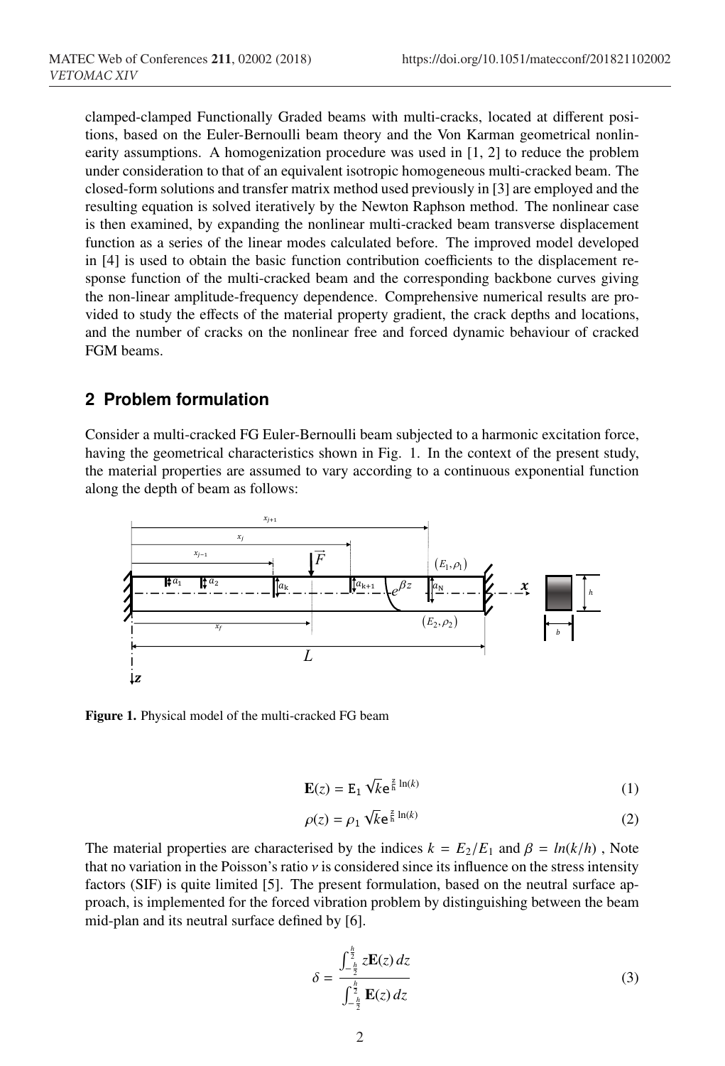clamped-clamped Functionally Graded beams with multi-cracks, located at different positions, based on the Euler-Bernoulli beam theory and the Von Karman geometrical nonlinearity assumptions. A homogenization procedure was used in [1, 2] to reduce the problem under consideration to that of an equivalent isotropic homogeneous multi-cracked beam. The closed-form solutions and transfer matrix method used previously in [3] are employed and the resulting equation is solved iteratively by the Newton Raphson method. The nonlinear case is then examined, by expanding the nonlinear multi-cracked beam transverse displacement function as a series of the linear modes calculated before. The improved model developed in [4] is used to obtain the basic function contribution coefficients to the displacement response function of the multi-cracked beam and the corresponding backbone curves giving the non-linear amplitude-frequency dependence. Comprehensive numerical results are provided to study the effects of the material property gradient, the crack depths and locations, and the number of cracks on the nonlinear free and forced dynamic behaviour of cracked FGM beams.

## 2 Problem formulation

Consider a multi-cracked FG Euler-Bernoulli beam subjected to a harmonic excitation force, having the geometrical characteristics shown in Fig. 1. In the context of the present study, the material properties are assumed to vary according to a continuous exponential function along the depth of beam as follows:

**Figure 1.** Physical model of the multi-cracked FG beam

$$\mathbf{E}(z) = \mathrm{E}_1 \sqrt{k} \mathrm{e}^{\frac{z}{h}\ln(k)} \tag{1}$$

$$\rho(z) = \rho_1 \sqrt{k} \mathrm{e}^{\frac{z}{h}\ln(k)} \tag{2}$$

The material properties are characterised by the indices $k = E_2/E_1$ and $\beta = ln(k/h)$ , Note that no variation in the Poisson's ratio $\nu$ is considered since its influence on the stress intensity factors (SIF) is quite limited [5]. The present formulation, based on the neutral surface approach, is implemented for the forced vibration problem by distinguishing between the beam mid-plan and its neutral surface defined by [6].

$$\delta = \frac{\int_{-\frac{h}{2}}^{\frac{h}{2}} z\mathbf{E}(z)\, dz}{\int_{-\frac{h}{2}}^{\frac{h}{2}} \mathbf{E}(z)\, dz} \tag{3}$$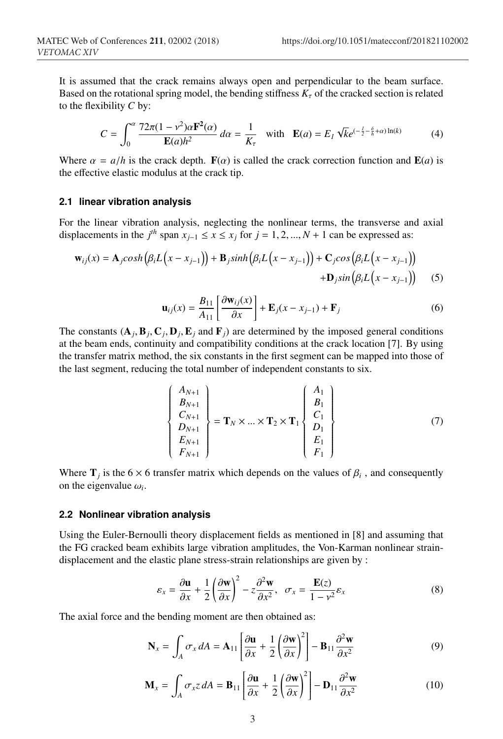It is assumed that the crack remains always open and perpendicular to the beam surface. Based on the rotational spring model, the bending stiffness $K_\tau$ of the cracked section is related to the flexibility $C$ by:

$$C = \int_0^\alpha \frac{72\pi(1-\nu^2)\alpha \mathbf{F}^2(\alpha)}{\mathbf{E}(a)h^2}\, d\alpha = \frac{1}{K_\tau} \quad \text{with} \quad \mathbf{E}(a) = E_I\sqrt{k}e^{(-\frac{1}{2}-\frac{\delta}{h}+\alpha)\ln(k)} \tag{4}$$

Where $\alpha = a/h$ is the crack depth. $\mathbf{F}(\alpha)$ is called the crack correction function and $\mathbf{E}(a)$ is the effective elastic modulus at the crack tip.

### 2.1 linear vibration analysis

For the linear vibration analysis, neglecting the nonlinear terms, the transverse and axial displacements in the $j^{th}$ span $x_{j-1} \leq x \leq x_j$ for $j = 1, 2, ..., N+1$ can be expressed as:

$$\mathbf{w}_{ij}(x) = \mathbf{A}_j cosh\left(\beta_i L\left(x - x_{j-1}\right)\right) + \mathbf{B}_j sinh\left(\beta_i L\left(x - x_{j-1}\right)\right) + \mathbf{C}_j cos\left(\beta_i L\left(x - x_{j-1}\right)\right) + \mathbf{D}_j sin\left(\beta_i L\left(x - x_{j-1}\right)\right) \tag{5}$$

$$\mathbf{u}_{ij}(x) = \frac{B_{11}}{A_{11}}\left[\frac{\partial \mathbf{w}_{ij}(x)}{\partial x}\right] + \mathbf{E}_j(x - x_{j-1}) + \mathbf{F}_j \tag{6}$$

The constants ($\mathbf{A}_j, \mathbf{B}_j, \mathbf{C}_j, \mathbf{D}_j, \mathbf{E}_j$ and $\mathbf{F}_j$) are determined by the imposed general conditions at the beam ends, continuity and compatibility conditions at the crack location [7]. By using the transfer matrix method, the six constants in the first segment can be mapped into those of the last segment, reducing the total number of independent constants to six.

$$\begin{Bmatrix} A_{N+1} \\ B_{N+1} \\ C_{N+1} \\ D_{N+1} \\ E_{N+1} \\ F_{N+1} \end{Bmatrix} = \mathbf{T}_N \times ... \times \mathbf{T}_2 \times \mathbf{T}_1 \begin{Bmatrix} A_1 \\ B_1 \\ C_1 \\ D_1 \\ E_1 \\ F_1 \end{Bmatrix} \tag{7}$$

Where $\mathbf{T}_j$ is the $6 \times 6$ transfer matrix which depends on the values of $\beta_i$ , and consequently on the eigenvalue $\omega_i$.

### 2.2 Nonlinear vibration analysis

Using the Euler-Bernoulli theory displacement fields as mentioned in [8] and assuming that the FG cracked beam exhibits large vibration amplitudes, the Von-Karman nonlinear strain-displacement and the elastic plane stress-strain relationships are given by :

$$\varepsilon_x = \frac{\partial \mathbf{u}}{\partial x} + \frac{1}{2}\left(\frac{\partial \mathbf{w}}{\partial x}\right)^2 - z\frac{\partial^2 \mathbf{w}}{\partial x^2}, \quad \sigma_x = \frac{\mathbf{E}(z)}{1-\nu^2}\varepsilon_x \tag{8}$$

The axial force and the bending moment are then obtained as:

$$\mathbf{N}_x = \int_A \sigma_x \, dA = \mathbf{A}_{11}\left[\frac{\partial \mathbf{u}}{\partial x} + \frac{1}{2}\left(\frac{\partial \mathbf{w}}{\partial x}\right)^2\right] - \mathbf{B}_{11}\frac{\partial^2 \mathbf{w}}{\partial x^2} \tag{9}$$

$$\mathbf{M}_x = \int_A \sigma_x z \, dA = \mathbf{B}_{11}\left[\frac{\partial \mathbf{u}}{\partial x} + \frac{1}{2}\left(\frac{\partial \mathbf{w}}{\partial x}\right)^2\right] - \mathbf{D}_{11}\frac{\partial^2 \mathbf{w}}{\partial x^2} \tag{10}$$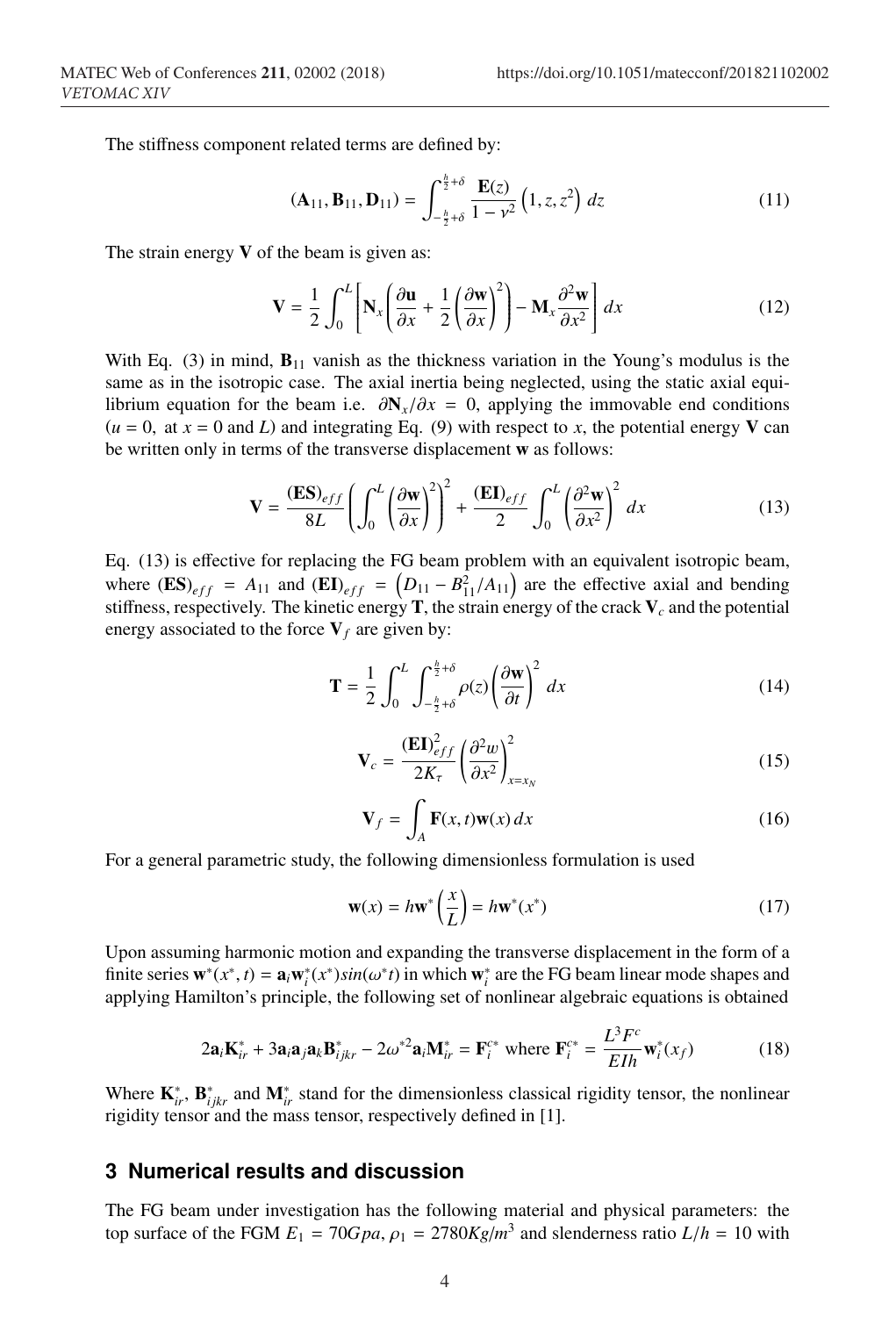The stiffness component related terms are defined by:

$$(\mathbf{A}_{11}, \mathbf{B}_{11}, \mathbf{D}_{11}) = \int_{-\frac{h}{2}+\delta}^{\frac{h}{2}+\delta} \frac{\mathbf{E}(z)}{1-\nu^2}\left(1, z, z^2\right) dz \tag{11}$$

The strain energy $\mathbf{V}$ of the beam is given as:

$$\mathbf{V} = \frac{1}{2}\int_0^L \left[\mathbf{N}_x\left(\frac{\partial \mathbf{u}}{\partial x} + \frac{1}{2}\left(\frac{\partial \mathbf{w}}{\partial x}\right)^2\right) - \mathbf{M}_x \frac{\partial^2 \mathbf{w}}{\partial x^2}\right] dx \tag{12}$$

With Eq. (3) in mind, $\mathbf{B}_{11}$ vanish as the thickness variation in the Young's modulus is the same as in the isotropic case. The axial inertia being neglected, using the static axial equilibrium equation for the beam i.e. $\partial \mathbf{N}_x / \partial x = 0$, applying the immovable end conditions ($u = 0$, at $x = 0$ and $L$) and integrating Eq. (9) with respect to $x$, the potential energy $\mathbf{V}$ can be written only in terms of the transverse displacement $\mathbf{w}$ as follows:

$$\mathbf{V} = \frac{(\mathbf{ES})_{eff}}{8L}\left(\int_0^L \left(\frac{\partial \mathbf{w}}{\partial x}\right)^2\right)^2 + \frac{(\mathbf{EI})_{eff}}{2}\int_0^L \left(\frac{\partial^2 \mathbf{w}}{\partial x^2}\right)^2 dx \tag{13}$$

Eq. (13) is effective for replacing the FG beam problem with an equivalent isotropic beam, where $(\mathbf{ES})_{eff} = A_{11}$ and $(\mathbf{EI})_{eff} = \left(D_{11} - B_{11}^2/A_{11}\right)$ are the effective axial and bending stiffness, respectively. The kinetic energy $\mathbf{T}$, the strain energy of the crack $\mathbf{V}_c$ and the potential energy associated to the force $\mathbf{V}_f$ are given by:

$$\mathbf{T} = \frac{1}{2}\int_0^L \int_{-\frac{h}{2}+\delta}^{\frac{h}{2}+\delta} \rho(z)\left(\frac{\partial \mathbf{w}}{\partial t}\right)^2 dx \tag{14}$$

$$\mathbf{V}_c = \frac{(\mathbf{EI})_{eff}^2}{2K_\tau}\left(\frac{\partial^2 w}{\partial x^2}\right)_{x=x_N}^2 \tag{15}$$

$$\mathbf{V}_f = \int_A \mathbf{F}(x,t)\mathbf{w}(x)\, dx \tag{16}$$

For a general parametric study, the following dimensionless formulation is used

$$\mathbf{w}(x) = h\mathbf{w}^*\left(\frac{x}{L}\right) = h\mathbf{w}^*(x^*) \tag{17}$$

Upon assuming harmonic motion and expanding the transverse displacement in the form of a finite series $\mathbf{w}^*(x^*, t) = \mathbf{a}_i \mathbf{w}_i^*(x^*) sin(\omega^* t)$ in which $\mathbf{w}_i^*$ are the FG beam linear mode shapes and applying Hamilton's principle, the following set of nonlinear algebraic equations is obtained

$$2\mathbf{a}_i \mathbf{K}_{ir}^* + 3\mathbf{a}_i \mathbf{a}_j \mathbf{a}_k \mathbf{B}_{ijkr}^* - 2\omega^{*2} \mathbf{a}_i \mathbf{M}_{ir}^* = \mathbf{F}_i^{c*} \text{ where } \mathbf{F}_i^{c*} = \frac{L^3 F^c}{EIh}\mathbf{w}_i^*(x_f) \tag{18}$$

Where $\mathbf{K}_{ir}^*$, $\mathbf{B}_{ijkr}^*$ and $\mathbf{M}_{ir}^*$ stand for the dimensionless classical rigidity tensor, the nonlinear rigidity tensor and the mass tensor, respectively defined in [1].

## 3 Numerical results and discussion

The FG beam under investigation has the following material and physical parameters: the top surface of the FGM $E_1 = 70Gpa$, $\rho_1 = 2780Kg/m^3$ and slenderness ratio $L/h = 10$ with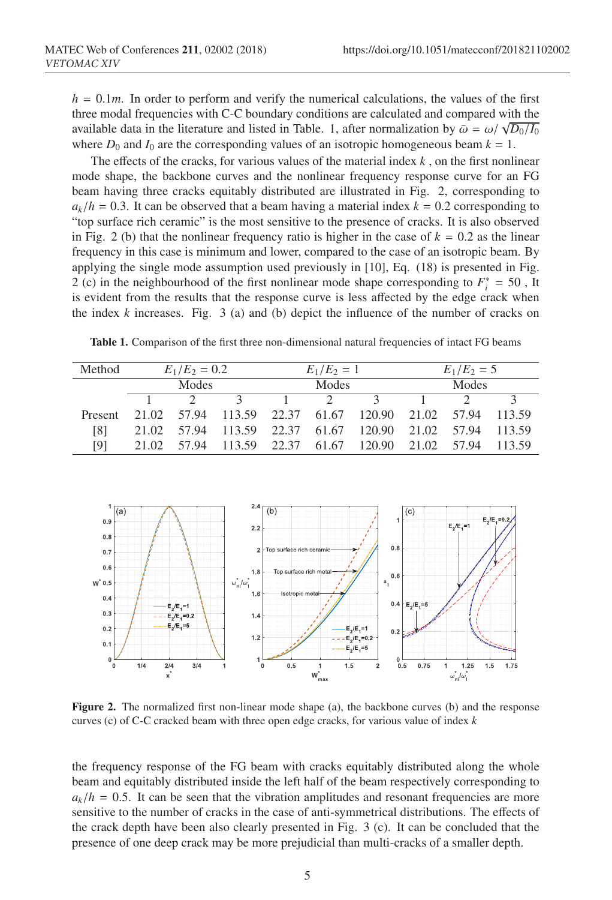$h = 0.1m$. In order to perform and verify the numerical calculations, the values of the first three modal frequencies with C-C boundary conditions are calculated and compared with the available data in the literature and listed in Table. 1, after normalization by $\bar{\omega} = \omega / \sqrt{D_0/I_0}$ where $D_0$ and $I_0$ are the corresponding values of an isotropic homogeneous beam $k = 1$.

The effects of the cracks, for various values of the material index $k$ , on the first nonlinear mode shape, the backbone curves and the nonlinear frequency response curve for an FG beam having three cracks equitably distributed are illustrated in Fig. 2, corresponding to $a_k/h = 0.3$. It can be observed that a beam having a material index $k = 0.2$ corresponding to "top surface rich ceramic" is the most sensitive to the presence of cracks. It is also observed in Fig. 2 (b) that the nonlinear frequency ratio is higher in the case of $k = 0.2$ as the linear frequency in this case is minimum and lower, compared to the case of an isotropic beam. By applying the single mode assumption used previously in [10], Eq. (18) is presented in Fig. 2 (c) in the neighbourhood of the first nonlinear mode shape corresponding to $F_i^* = 50$ , It is evident from the results that the response curve is less affected by the edge crack when the index $k$ increases. Fig. 3 (a) and (b) depict the influence of the number of cracks on

**Table 1.** Comparison of the first three non-dimensional natural frequencies of intact FG beams

| Method | $E_1/E_2 = 0.2$ | | | $E_1/E_2 = 1$ | | | $E_1/E_2 = 5$ | | |
|---|---|---|---|---|---|---|---|---|---|
| | Modes | | | Modes | | | Modes | | |
| | 1 | 2 | 3 | 1 | 2 | 3 | 1 | 2 | 3 |
| Present | 21.02 | 57.94 | 113.59 | 22.37 | 61.67 | 120.90 | 21.02 | 57.94 | 113.59 |
| [8] | 21.02 | 57.94 | 113.59 | 22.37 | 61.67 | 120.90 | 21.02 | 57.94 | 113.59 |
| [9] | 21.02 | 57.94 | 113.59 | 22.37 | 61.67 | 120.90 | 21.02 | 57.94 | 113.59 |

**Figure 2.** The normalized first non-linear mode shape (a), the backbone curves (b) and the response curves (c) of C-C cracked beam with three open edge cracks, for various value of index $k$

the frequency response of the FG beam with cracks equitably distributed along the whole beam and equitably distributed inside the left half of the beam respectively corresponding to $a_k/h = 0.5$. It can be seen that the vibration amplitudes and resonant frequencies are more sensitive to the number of cracks in the case of anti-symmetrical distributions. The effects of the crack depth have been also clearly presented in Fig. 3 (c). It can be concluded that the presence of one deep crack may be more prejudicial than multi-cracks of a smaller depth.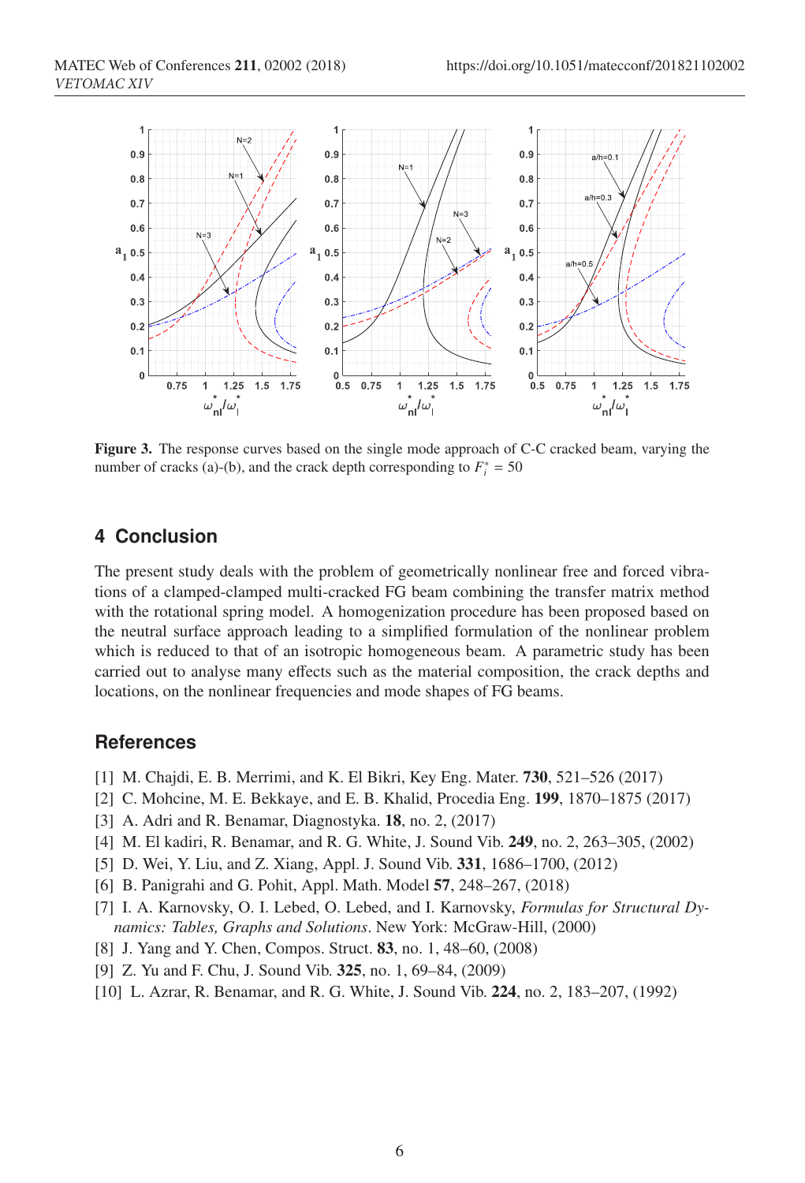1
0.9
0.8
0.7
0.6
$a_1$ 0.5
0.4
0.3
0.2
0.1
0
0.75 1 1.25 1.5 1.75
$\omega^*_{nl}/\omega^*_l$
N=2
N=1
N=3

1
0.9
0.8
0.7
0.6
$a_1$ 0.5
0.4
0.3
0.2
0.1
0
0.5 0.75 1 1.25 1.5 1.75
$\omega^*_{nl}/\omega^*_l$
N=1
N=3
N=2

1
0.9
0.8
0.7
0.6
$a_1$ 0.5
0.4
0.3
0.2
0.1
0
0.5 0.75 1 1.25 1.5 1.75
$\omega^*_{nl}/\omega^*_l$
a/h=0.1
a/h=0.3
a/h=0.5

**Figure 3.** The response curves based on the single mode approach of C-C cracked beam, varying the number of cracks (a)-(b), and the crack depth corresponding to $F^*_i = 50$

## 4 Conclusion

The present study deals with the problem of geometrically nonlinear free and forced vibrations of a clamped-clamped multi-cracked FG beam combining the transfer matrix method with the rotational spring model. A homogenization procedure has been proposed based on the neutral surface approach leading to a simplified formulation of the nonlinear problem which is reduced to that of an isotropic homogeneous beam. A parametric study has been carried out to analyse many effects such as the material composition, the crack depths and locations, on the nonlinear frequencies and mode shapes of FG beams.

## References

[1] M. Chajdi, E. B. Merrimi, and K. El Bikri, Key Eng. Mater. **730**, 521–526 (2017)

[2] C. Mohcine, M. E. Bekkaye, and E. B. Khalid, Procedia Eng. **199**, 1870–1875 (2017)

[3] A. Adri and R. Benamar, Diagnostyka. **18**, no. 2, (2017)

[4] M. El kadiri, R. Benamar, and R. G. White, J. Sound Vib. **249**, no. 2, 263–305, (2002)

[5] D. Wei, Y. Liu, and Z. Xiang, Appl. J. Sound Vib. **331**, 1686–1700, (2012)

[6] B. Panigrahi and G. Pohit, Appl. Math. Model **57**, 248–267, (2018)

[7] I. A. Karnovsky, O. I. Lebed, O. Lebed, and I. Karnovsky, *Formulas for Structural Dynamics: Tables, Graphs and Solutions*. New York: McGraw-Hill, (2000)

[8] J. Yang and Y. Chen, Compos. Struct. **83**, no. 1, 48–60, (2008)

[9] Z. Yu and F. Chu, J. Sound Vib. **325**, no. 1, 69–84, (2009)

[10] L. Azrar, R. Benamar, and R. G. White, J. Sound Vib. **224**, no. 2, 183–207, (1992)